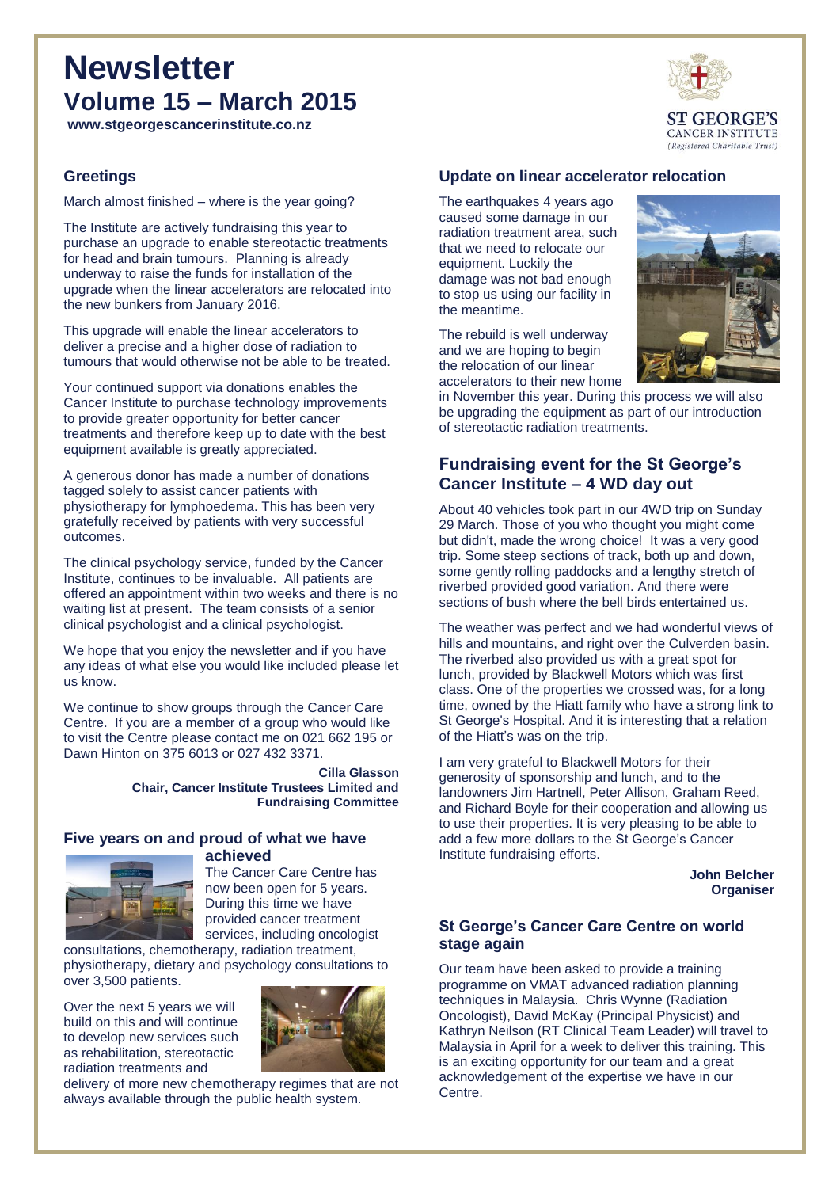# Newsletter

## Volume 15 – March 2015

**www.stgeorgescancerinstitute.co.nz**

ST GEORGE'S CANCER INSTITUTE
*(Registered Charitable Trust)*

### Greetings

March almost finished – where is the year going?

The Institute are actively fundraising this year to purchase an upgrade to enable stereotactic treatments for head and brain tumours. Planning is already underway to raise the funds for installation of the upgrade when the linear accelerators are relocated into the new bunkers from January 2016.

This upgrade will enable the linear accelerators to deliver a precise and a higher dose of radiation to tumours that would otherwise not be able to be treated.

Your continued support via donations enables the Cancer Institute to purchase technology improvements to provide greater opportunity for better cancer treatments and therefore keep up to date with the best equipment available is greatly appreciated.

A generous donor has made a number of donations tagged solely to assist cancer patients with physiotherapy for lymphoedema. This has been very gratefully received by patients with very successful outcomes.

The clinical psychology service, funded by the Cancer Institute, continues to be invaluable. All patients are offered an appointment within two weeks and there is no waiting list at present. The team consists of a senior clinical psychologist and a clinical psychologist.

We hope that you enjoy the newsletter and if you have any ideas of what else you would like included please let us know.

We continue to show groups through the Cancer Care Centre. If you are a member of a group who would like to visit the Centre please contact me on 021 662 195 or Dawn Hinton on 375 6013 or 027 432 3371.

**Cilla Glasson**
**Chair, Cancer Institute Trustees Limited and Fundraising Committee**

### Five years on and proud of what we have achieved

The Cancer Care Centre has now been open for 5 years. During this time we have provided cancer treatment services, including oncologist consultations, chemotherapy, radiation treatment, physiotherapy, dietary and psychology consultations to over 3,500 patients.

Over the next 5 years we will build on this and will continue to develop new services such as rehabilitation, stereotactic radiation treatments and delivery of more new chemotherapy regimes that are not always available through the public health system.

### Update on linear accelerator relocation

The earthquakes 4 years ago caused some damage in our radiation treatment area, such that we need to relocate our equipment. Luckily the damage was not bad enough to stop us using our facility in the meantime.

The rebuild is well underway and we are hoping to begin the relocation of our linear accelerators to their new home in November this year. During this process we will also be upgrading the equipment as part of our introduction of stereotactic radiation treatments.

### Fundraising event for the St George's Cancer Institute – 4 WD day out

About 40 vehicles took part in our 4WD trip on Sunday 29 March. Those of you who thought you might come but didn't, made the wrong choice! It was a very good trip. Some steep sections of track, both up and down, some gently rolling paddocks and a lengthy stretch of riverbed provided good variation. And there were sections of bush where the bell birds entertained us.

The weather was perfect and we had wonderful views of hills and mountains, and right over the Culverden basin. The riverbed also provided us with a great spot for lunch, provided by Blackwell Motors which was first class. One of the properties we crossed was, for a long time, owned by the Hiatt family who have a strong link to St George's Hospital. And it is interesting that a relation of the Hiatt's was on the trip.

I am very grateful to Blackwell Motors for their generosity of sponsorship and lunch, and to the landowners Jim Hartnell, Peter Allison, Graham Reed, and Richard Boyle for their cooperation and allowing us to use their properties. It is very pleasing to be able to add a few more dollars to the St George's Cancer Institute fundraising efforts.

**John Belcher**
**Organiser**

### St George's Cancer Care Centre on world stage again

Our team have been asked to provide a training programme on VMAT advanced radiation planning techniques in Malaysia. Chris Wynne (Radiation Oncologist), David McKay (Principal Physicist) and Kathryn Neilson (RT Clinical Team Leader) will travel to Malaysia in April for a week to deliver this training. This is an exciting opportunity for our team and a great acknowledgement of the expertise we have in our Centre.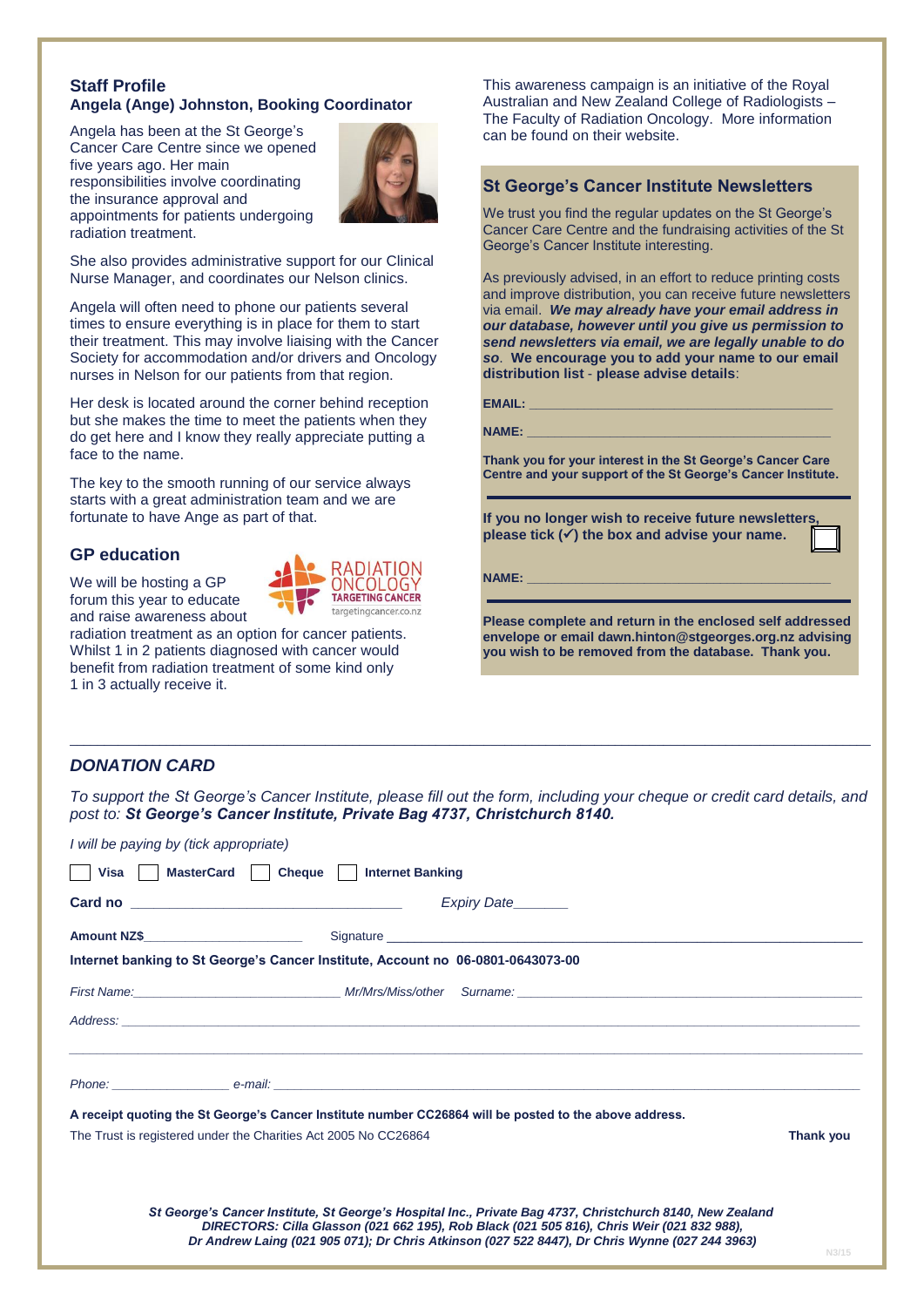## Staff Profile

### Angela (Ange) Johnston, Booking Coordinator

Angela has been at the St George's Cancer Care Centre since we opened five years ago. Her main responsibilities involve coordinating the insurance approval and appointments for patients undergoing radiation treatment.

She also provides administrative support for our Clinical Nurse Manager, and coordinates our Nelson clinics.

Angela will often need to phone our patients several times to ensure everything is in place for them to start their treatment. This may involve liaising with the Cancer Society for accommodation and/or drivers and Oncology nurses in Nelson for our patients from that region.

Her desk is located around the corner behind reception but she makes the time to meet the patients when they do get here and I know they really appreciate putting a face to the name.

The key to the smooth running of our service always starts with a great administration team and we are fortunate to have Ange as part of that.

## GP education

RADIATION ONCOLOGY
TARGETING CANCER
targetingcancer.co.nz

We will be hosting a GP forum this year to educate and raise awareness about radiation treatment as an option for cancer patients. Whilst 1 in 2 patients diagnosed with cancer would benefit from radiation treatment of some kind only 1 in 3 actually receive it.

This awareness campaign is an initiative of the Royal Australian and New Zealand College of Radiologists – The Faculty of Radiation Oncology. More information can be found on their website.

## St George's Cancer Institute Newsletters

We trust you find the regular updates on the St George's Cancer Care Centre and the fundraising activities of the St George's Cancer Institute interesting.

As previously advised, in an effort to reduce printing costs and improve distribution, you can receive future newsletters via email. ***We may already have your email address in our database, however until you give us permission to send newsletters via email, we are legally unable to do so***. **We encourage you to add your name to our email distribution list - please advise details**:

**EMAIL:** ____________________________________________

**NAME:** ____________________________________________

**Thank you for your interest in the St George's Cancer Care Centre and your support of the St George's Cancer Institute.**

**If you no longer wish to receive future newsletters, please tick (✓) the box and advise your name.** ☐

**NAME:** ____________________________________________

**Please complete and return in the enclosed self addressed envelope or email dawn.hinton@stgeorges.org.nz advising you wish to be removed from the database. Thank you.**

---

## *DONATION CARD*

*To support the St George's Cancer Institute, please fill out the form, including your cheque or credit card details, and post to:* ***St George's Cancer Institute, Private Bag 4737, Christchurch 8140.***

*I will be paying by (tick appropriate)*

☐ **Visa** ☐ **MasterCard** ☐ **Cheque** ☐ **Internet Banking**

**Card no** ____________________________________ *Expiry Date*_______

**Amount NZ$**______________________ Signature ____________________________________________

**Internet banking to St George's Cancer Institute, Account no 06-0801-0643073-00**

*First Name:*____________________________ *Mr/Mrs/Miss/other* *Surname:* ____________________________

*Address:* ____________________________________________________________________________

____________________________________________________________________________

*Phone:* ________________ *e-mail:* ____________________________________________________

**A receipt quoting the St George's Cancer Institute number CC26864 will be posted to the above address.**

The Trust is registered under the Charities Act 2005 No CC26864 **Thank you**

***St George's Cancer Institute, St George's Hospital Inc., Private Bag 4737, Christchurch 8140, New Zealand***
***DIRECTORS: Cilla Glasson (021 662 195), Rob Black (021 505 816), Chris Weir (021 832 988),***
***Dr Andrew Laing (021 905 071); Dr Chris Atkinson (027 522 8447), Dr Chris Wynne (027 244 3963)***

N3/15